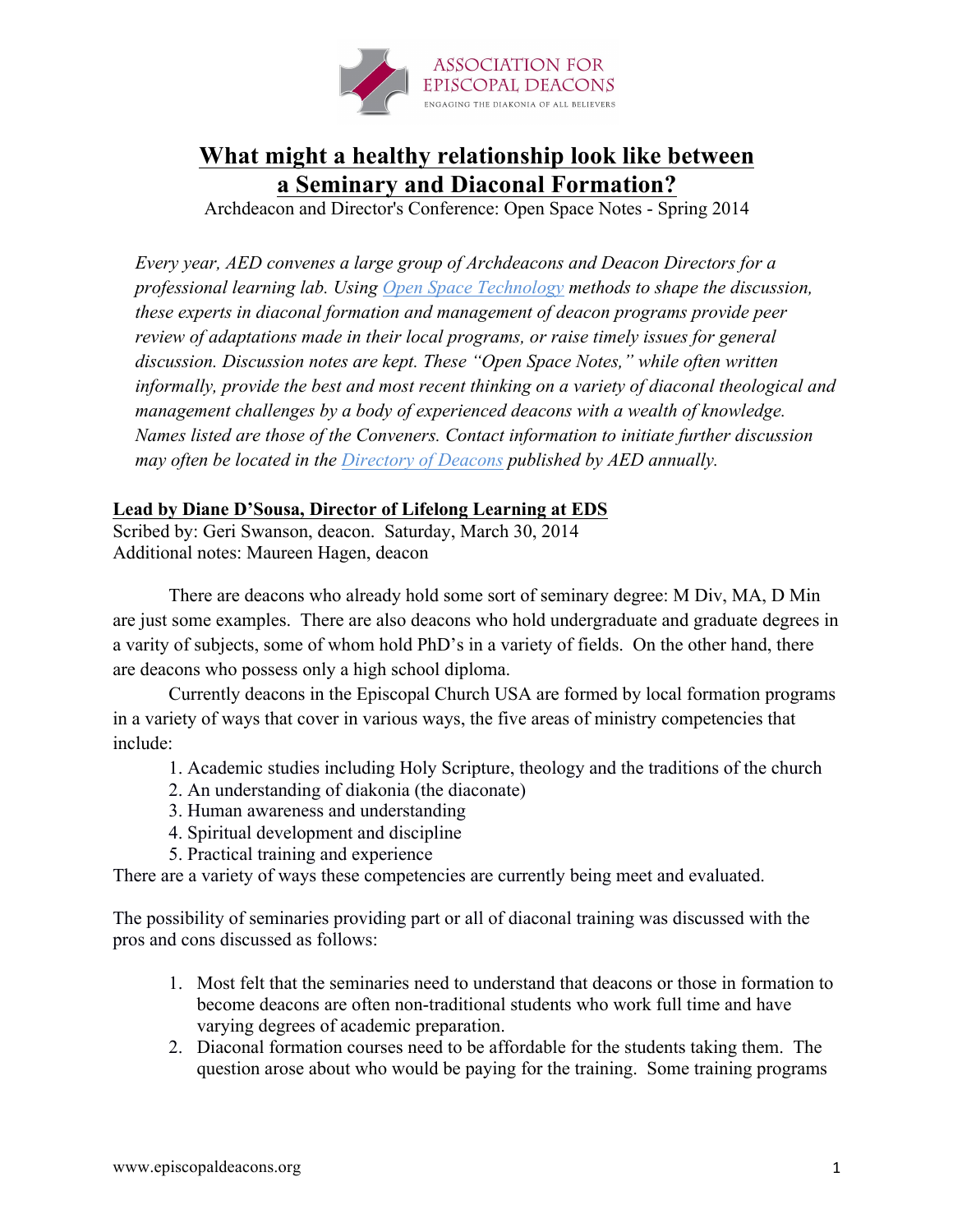ASSOCIATION FOR EPISCOPAL DEACONS
ENGAGING THE DIAKONIA OF ALL BELIEVERS

# What might a healthy relationship look like between a Seminary and Diaconal Formation?

Archdeacon and Director's Conference: Open Space Notes - Spring 2014

*Every year, AED convenes a large group of Archdeacons and Deacon Directors for a professional learning lab. Using Open Space Technology methods to shape the discussion, these experts in diaconal formation and management of deacon programs provide peer review of adaptations made in their local programs, or raise timely issues for general discussion. Discussion notes are kept. These "Open Space Notes," while often written informally, provide the best and most recent thinking on a variety of diaconal theological and management challenges by a body of experienced deacons with a wealth of knowledge. Names listed are those of the Conveners. Contact information to initiate further discussion may often be located in the Directory of Deacons published by AED annually.*

**Lead by Diane D'Sousa, Director of Lifelong Learning at EDS**

Scribed by: Geri Swanson, deacon. Saturday, March 30, 2014
Additional notes: Maureen Hagen, deacon

There are deacons who already hold some sort of seminary degree: M Div, MA, D Min are just some examples. There are also deacons who hold undergraduate and graduate degrees in a varity of subjects, some of whom hold PhD's in a variety of fields. On the other hand, there are deacons who possess only a high school diploma.

Currently deacons in the Episcopal Church USA are formed by local formation programs in a variety of ways that cover in various ways, the five areas of ministry competencies that include:

1. Academic studies including Holy Scripture, theology and the traditions of the church
2. An understanding of diakonia (the diaconate)
3. Human awareness and understanding
4. Spiritual development and discipline
5. Practical training and experience

There are a variety of ways these competencies are currently being meet and evaluated.

The possibility of seminaries providing part or all of diaconal training was discussed with the pros and cons discussed as follows:

1. Most felt that the seminaries need to understand that deacons or those in formation to become deacons are often non-traditional students who work full time and have varying degrees of academic preparation.
2. Diaconal formation courses need to be affordable for the students taking them. The question arose about who would be paying for the training. Some training programs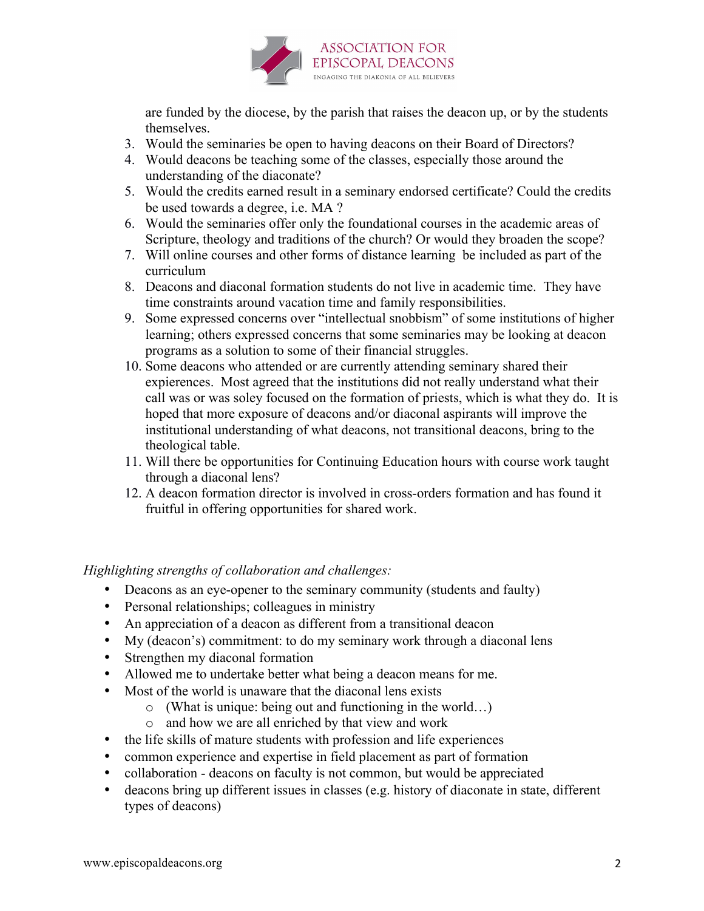are funded by the diocese, by the parish that raises the deacon up, or by the students themselves.

3. Would the seminaries be open to having deacons on their Board of Directors?
4. Would deacons be teaching some of the classes, especially those around the understanding of the diaconate?
5. Would the credits earned result in a seminary endorsed certificate? Could the credits be used towards a degree, i.e. MA ?
6. Would the seminaries offer only the foundational courses in the academic areas of Scripture, theology and traditions of the church? Or would they broaden the scope?
7. Will online courses and other forms of distance learning be included as part of the curriculum
8. Deacons and diaconal formation students do not live in academic time. They have time constraints around vacation time and family responsibilities.
9. Some expressed concerns over "intellectual snobbism" of some institutions of higher learning; others expressed concerns that some seminaries may be looking at deacon programs as a solution to some of their financial struggles.
10. Some deacons who attended or are currently attending seminary shared their expierences. Most agreed that the institutions did not really understand what their call was or was soley focused on the formation of priests, which is what they do. It is hoped that more exposure of deacons and/or diaconal aspirants will improve the institutional understanding of what deacons, not transitional deacons, bring to the theological table.
11. Will there be opportunities for Continuing Education hours with course work taught through a diaconal lens?
12. A deacon formation director is involved in cross-orders formation and has found it fruitful in offering opportunities for shared work.

*Highlighting strengths of collaboration and challenges:*

- Deacons as an eye-opener to the seminary community (students and faulty)
- Personal relationships; colleagues in ministry
- An appreciation of a deacon as different from a transitional deacon
- My (deacon's) commitment: to do my seminary work through a diaconal lens
- Strengthen my diaconal formation
- Allowed me to undertake better what being a deacon means for me.
- Most of the world is unaware that the diaconal lens exists
  - (What is unique: being out and functioning in the world…)
  - and how we are all enriched by that view and work
- the life skills of mature students with profession and life experiences
- common experience and expertise in field placement as part of formation
- collaboration - deacons on faculty is not common, but would be appreciated
- deacons bring up different issues in classes (e.g. history of diaconate in state, different types of deacons)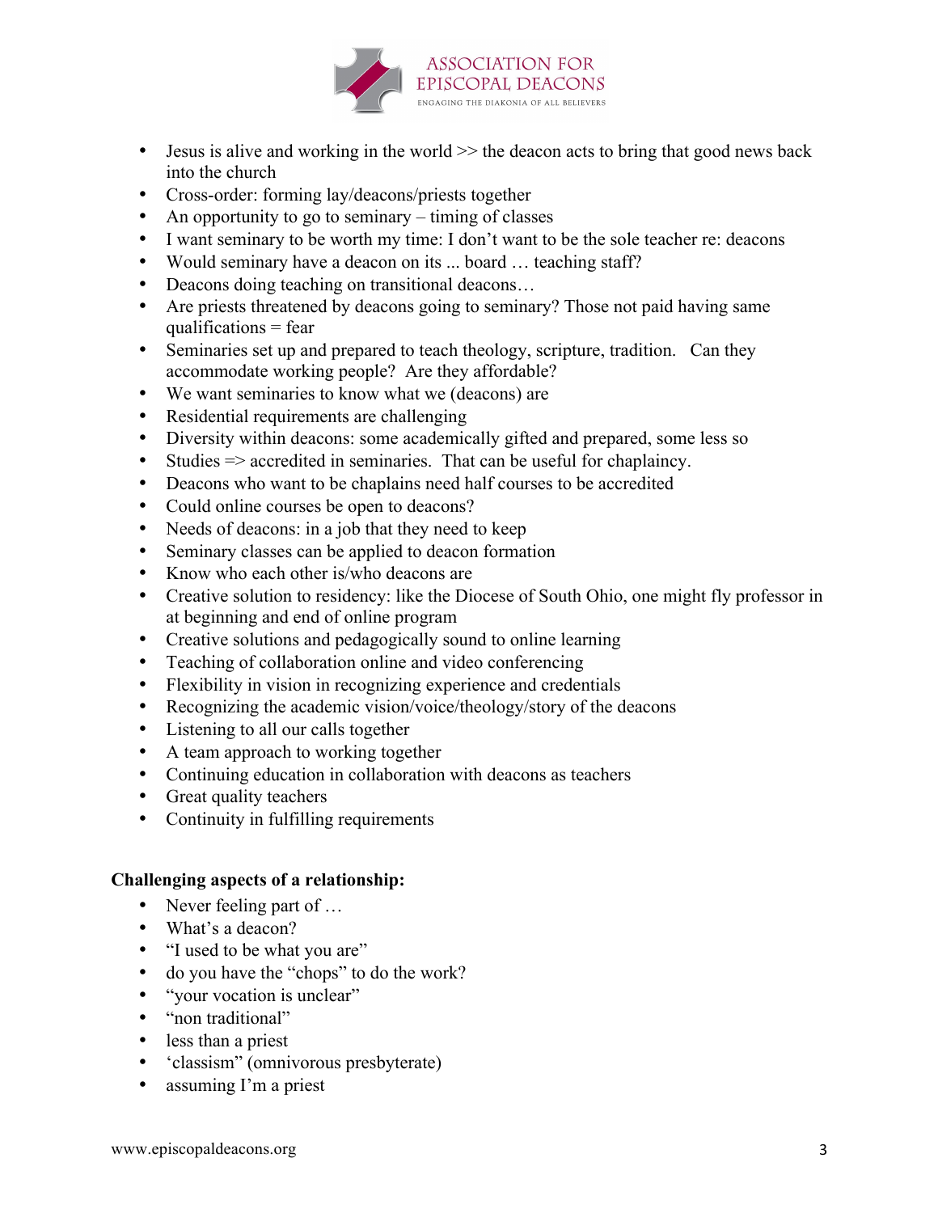- Jesus is alive and working in the world >> the deacon acts to bring that good news back into the church
- Cross-order: forming lay/deacons/priests together
- An opportunity to go to seminary – timing of classes
- I want seminary to be worth my time: I don't want to be the sole teacher re: deacons
- Would seminary have a deacon on its ... board … teaching staff?
- Deacons doing teaching on transitional deacons…
- Are priests threatened by deacons going to seminary? Those not paid having same qualifications = fear
- Seminaries set up and prepared to teach theology, scripture, tradition. Can they accommodate working people? Are they affordable?
- We want seminaries to know what we (deacons) are
- Residential requirements are challenging
- Diversity within deacons: some academically gifted and prepared, some less so
- Studies => accredited in seminaries. That can be useful for chaplaincy.
- Deacons who want to be chaplains need half courses to be accredited
- Could online courses be open to deacons?
- Needs of deacons: in a job that they need to keep
- Seminary classes can be applied to deacon formation
- Know who each other is/who deacons are
- Creative solution to residency: like the Diocese of South Ohio, one might fly professor in at beginning and end of online program
- Creative solutions and pedagogically sound to online learning
- Teaching of collaboration online and video conferencing
- Flexibility in vision in recognizing experience and credentials
- Recognizing the academic vision/voice/theology/story of the deacons
- Listening to all our calls together
- A team approach to working together
- Continuing education in collaboration with deacons as teachers
- Great quality teachers
- Continuity in fulfilling requirements

**Challenging aspects of a relationship:**

- Never feeling part of …
- What's a deacon?
- "I used to be what you are"
- do you have the "chops" to do the work?
- "your vocation is unclear"
- "non traditional"
- less than a priest
- 'classism" (omnivorous presbyterate)
- assuming I'm a priest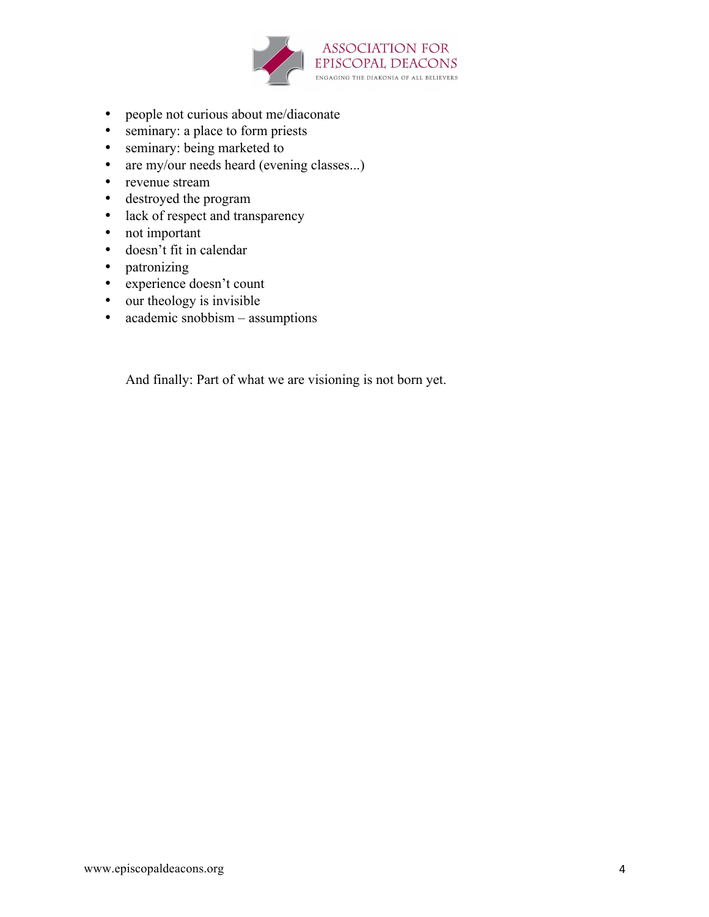- people not curious about me/diaconate
- seminary: a place to form priests
- seminary: being marketed to
- are my/our needs heard (evening classes...)
- revenue stream
- destroyed the program
- lack of respect and transparency
- not important
- doesn't fit in calendar
- patronizing
- experience doesn't count
- our theology is invisible
- academic snobbism – assumptions

And finally: Part of what we are visioning is not born yet.